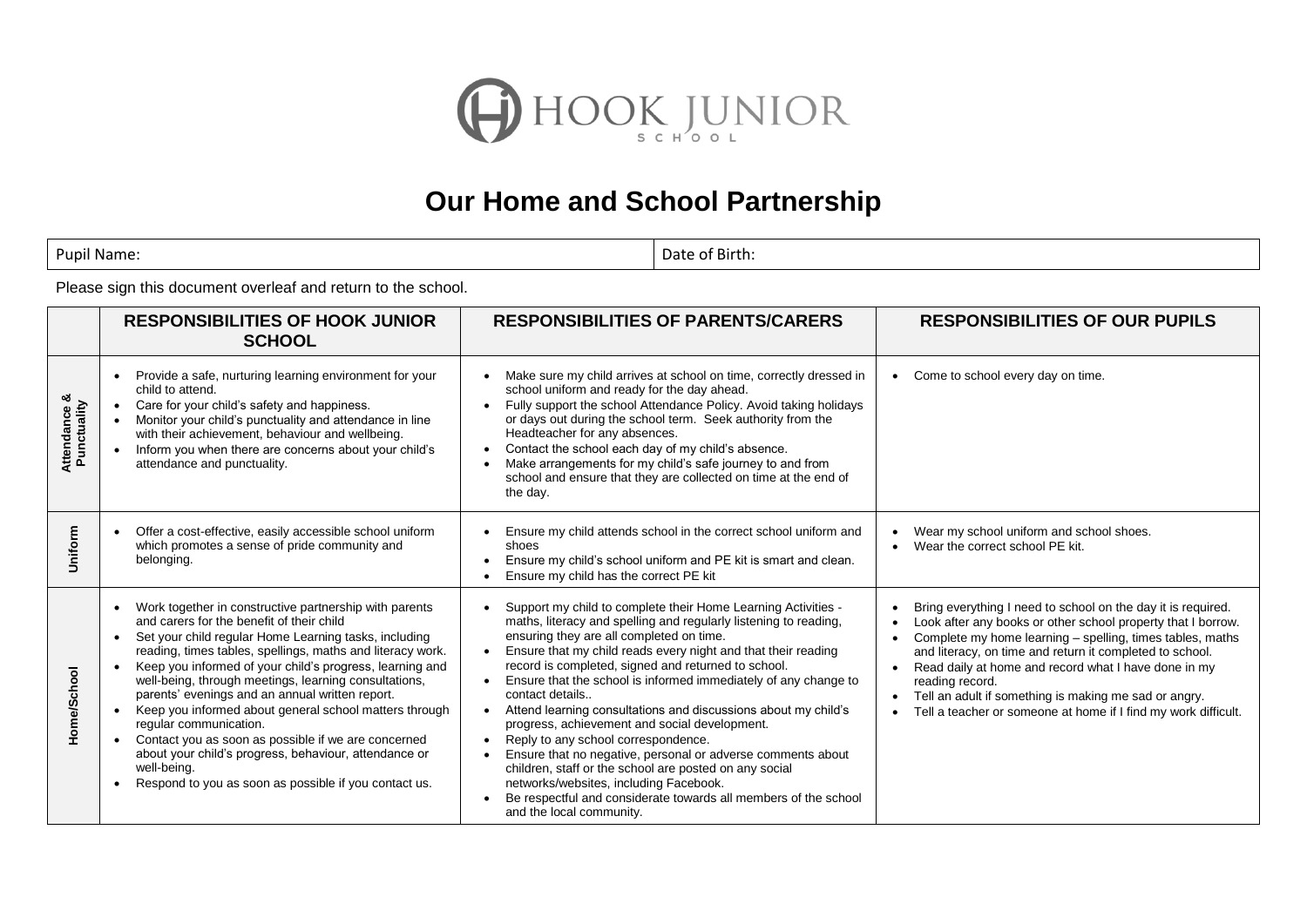HOOK JUNIOR SCHOOL

# Our Home and School Partnership

| Pupil Name: | Date of Birth: |
| --- | --- |

Please sign this document overleaf and return to the school.

| | RESPONSIBILITIES OF HOOK JUNIOR SCHOOL | RESPONSIBILITIES OF PARENTS/CARERS | RESPONSIBILITIES OF OUR PUPILS |
| --- | --- | --- | --- |
| **Attendance & Punctuality** | • Provide a safe, nurturing learning environment for your child to attend.<br>• Care for your child's safety and happiness.<br>• Monitor your child's punctuality and attendance in line with their achievement, behaviour and wellbeing.<br>• Inform you when there are concerns about your child's attendance and punctuality. | • Make sure my child arrives at school on time, correctly dressed in school uniform and ready for the day ahead.<br>• Fully support the school Attendance Policy. Avoid taking holidays or days out during the school term. Seek authority from the Headteacher for any absences.<br>• Contact the school each day of my child's absence.<br>• Make arrangements for my child's safe journey to and from school and ensure that they are collected on time at the end of the day. | • Come to school every day on time. |
| **Uniform** | • Offer a cost-effective, easily accessible school uniform which promotes a sense of pride community and belonging. | • Ensure my child attends school in the correct school uniform and shoes<br>• Ensure my child's school uniform and PE kit is smart and clean.<br>• Ensure my child has the correct PE kit | • Wear my school uniform and school shoes.<br>• Wear the correct school PE kit. |
| **Home/School** | • Work together in constructive partnership with parents and carers for the benefit of their child<br>• Set your child regular Home Learning tasks, including reading, times tables, spellings, maths and literacy work.<br>• Keep you informed of your child's progress, learning and well-being, through meetings, learning consultations, parents' evenings and an annual written report.<br>• Keep you informed about general school matters through regular communication.<br>• Contact you as soon as possible if we are concerned about your child's progress, behaviour, attendance or well-being.<br>• Respond to you as soon as possible if you contact us. | • Support my child to complete their Home Learning Activities - maths, literacy and spelling and regularly listening to reading, ensuring they are all completed on time.<br>• Ensure that my child reads every night and that their reading record is completed, signed and returned to school.<br>• Ensure that the school is informed immediately of any change to contact details..<br>• Attend learning consultations and discussions about my child's progress, achievement and social development.<br>• Reply to any school correspondence.<br>• Ensure that no negative, personal or adverse comments about children, staff or the school are posted on any social networks/websites, including Facebook.<br>• Be respectful and considerate towards all members of the school and the local community. | • Bring everything I need to school on the day it is required.<br>• Look after any books or other school property that I borrow.<br>• Complete my home learning – spelling, times tables, maths and literacy, on time and return it completed to school.<br>• Read daily at home and record what I have done in my reading record.<br>• Tell an adult if something is making me sad or angry.<br>• Tell a teacher or someone at home if I find my work difficult. |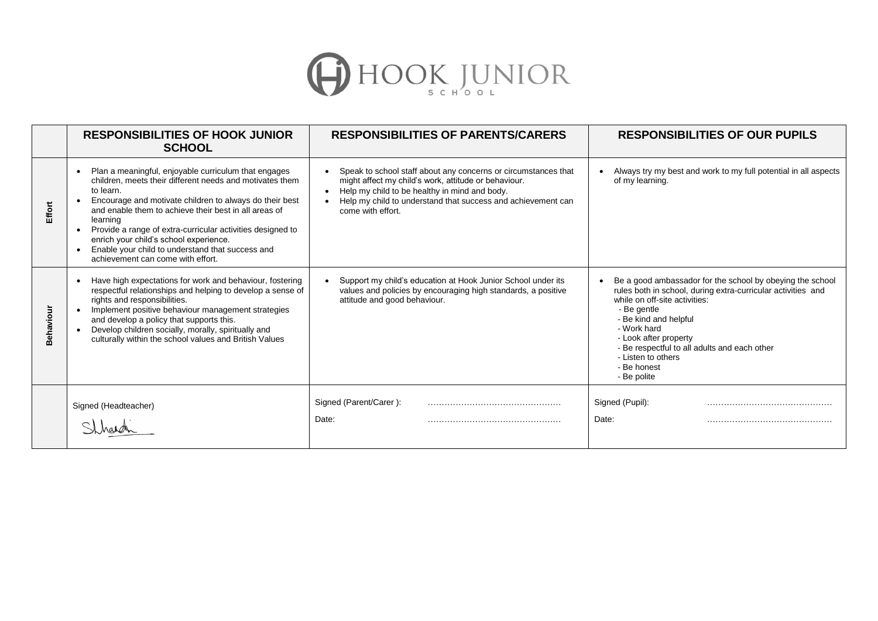# HOOK JUNIOR SCHOOL

| | RESPONSIBILITIES OF HOOK JUNIOR SCHOOL | RESPONSIBILITIES OF PARENTS/CARERS | RESPONSIBILITIES OF OUR PUPILS |
|---|---|---|---|
| **Effort** | • Plan a meaningful, enjoyable curriculum that engages children, meets their different needs and motivates them to learn.<br>• Encourage and motivate children to always do their best and enable them to achieve their best in all areas of learning<br>• Provide a range of extra-curricular activities designed to enrich your child's school experience.<br>• Enable your child to understand that success and achievement can come with effort. | • Speak to school staff about any concerns or circumstances that might affect my child's work, attitude or behaviour.<br>• Help my child to be healthy in mind and body.<br>• Help my child to understand that success and achievement can come with effort. | • Always try my best and work to my full potential in all aspects of my learning. |
| **Behaviour** | • Have high expectations for work and behaviour, fostering respectful relationships and helping to develop a sense of rights and responsibilities.<br>• Implement positive behaviour management strategies and develop a policy that supports this.<br>• Develop children socially, morally, spiritually and culturally within the school values and British Values | • Support my child's education at Hook Junior School under its values and policies by encouraging high standards, a positive attitude and good behaviour. | • Be a good ambassador for the school by obeying the school rules both in school, during extra-curricular activities and while on off-site activities:<br>- Be gentle<br>- Be kind and helpful<br>- Work hard<br>- Look after property<br>- Be respectful to all adults and each other<br>- Listen to others<br>- Be honest<br>- Be polite |
| | Signed (Headteacher)<br>S Hardin | Signed (Parent/Carer ): ………………………………………<br>Date: ……………………………………… | Signed (Pupil): ………………………………………<br>Date: ……………………………………… |